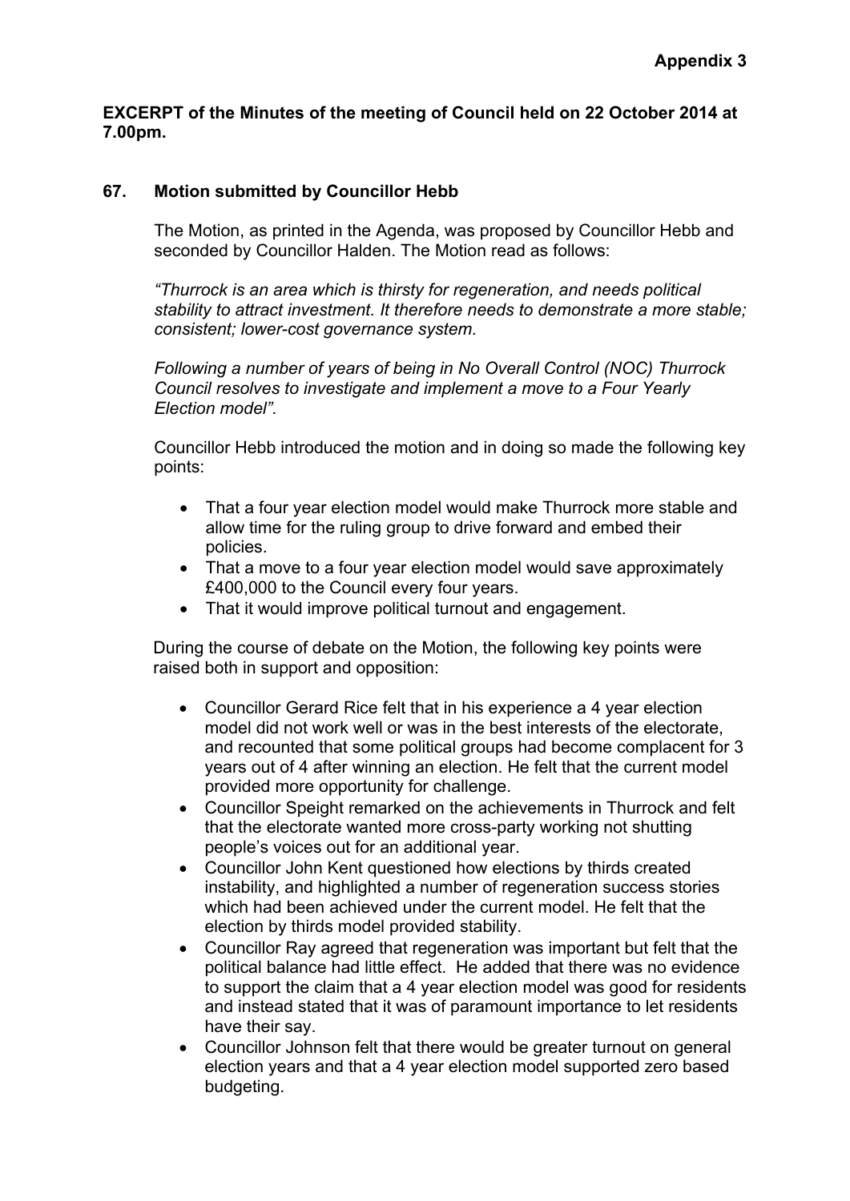**Appendix 3**

**EXCERPT of the Minutes of the meeting of Council held on 22 October 2014 at 7.00pm.**

## 67. Motion submitted by Councillor Hebb

The Motion, as printed in the Agenda, was proposed by Councillor Hebb and seconded by Councillor Halden. The Motion read as follows:

*"Thurrock is an area which is thirsty for regeneration, and needs political stability to attract investment. It therefore needs to demonstrate a more stable; consistent; lower-cost governance system.*

*Following a number of years of being in No Overall Control (NOC) Thurrock Council resolves to investigate and implement a move to a Four Yearly Election model".*

Councillor Hebb introduced the motion and in doing so made the following key points:

- That a four year election model would make Thurrock more stable and allow time for the ruling group to drive forward and embed their policies.
- That a move to a four year election model would save approximately £400,000 to the Council every four years.
- That it would improve political turnout and engagement.

During the course of debate on the Motion, the following key points were raised both in support and opposition:

- Councillor Gerard Rice felt that in his experience a 4 year election model did not work well or was in the best interests of the electorate, and recounted that some political groups had become complacent for 3 years out of 4 after winning an election. He felt that the current model provided more opportunity for challenge.
- Councillor Speight remarked on the achievements in Thurrock and felt that the electorate wanted more cross-party working not shutting people's voices out for an additional year.
- Councillor John Kent questioned how elections by thirds created instability, and highlighted a number of regeneration success stories which had been achieved under the current model. He felt that the election by thirds model provided stability.
- Councillor Ray agreed that regeneration was important but felt that the political balance had little effect. He added that there was no evidence to support the claim that a 4 year election model was good for residents and instead stated that it was of paramount importance to let residents have their say.
- Councillor Johnson felt that there would be greater turnout on general election years and that a 4 year election model supported zero based budgeting.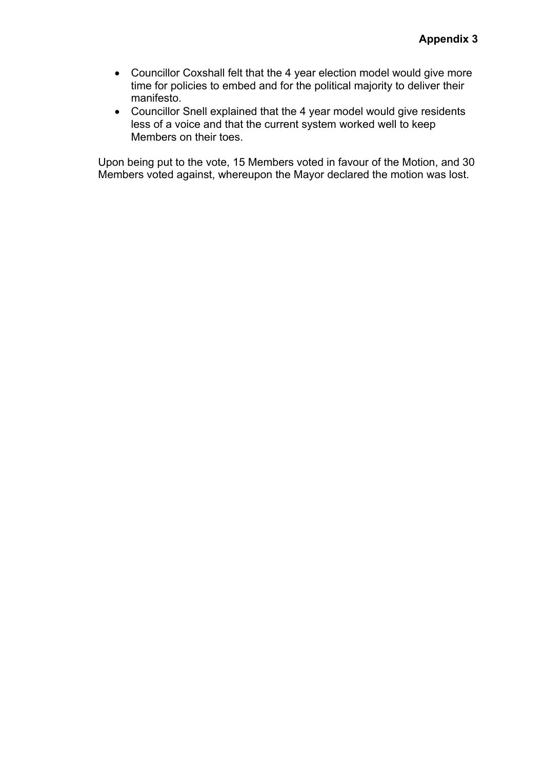**Appendix 3**

- Councillor Coxshall felt that the 4 year election model would give more time for policies to embed and for the political majority to deliver their manifesto.
- Councillor Snell explained that the 4 year model would give residents less of a voice and that the current system worked well to keep Members on their toes.

Upon being put to the vote, 15 Members voted in favour of the Motion, and 30 Members voted against, whereupon the Mayor declared the motion was lost.